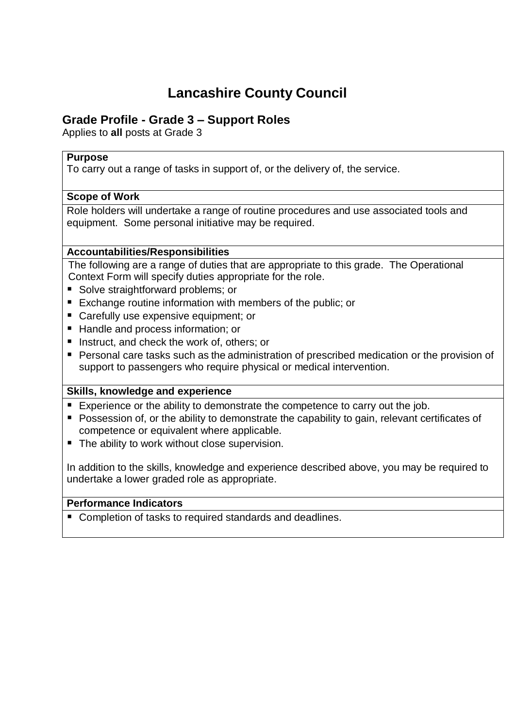# Lancashire County Council

## Grade Profile - Grade 3 – Support Roles

Applies to **all** posts at Grade 3

**Purpose**

To carry out a range of tasks in support of, or the delivery of, the service.

**Scope of Work**

Role holders will undertake a range of routine procedures and use associated tools and equipment. Some personal initiative may be required.

**Accountabilities/Responsibilities**

The following are a range of duties that are appropriate to this grade. The Operational Context Form will specify duties appropriate for the role.

- Solve straightforward problems; or
- Exchange routine information with members of the public; or
- Carefully use expensive equipment; or
- Handle and process information; or
- Instruct, and check the work of, others; or
- Personal care tasks such as the administration of prescribed medication or the provision of support to passengers who require physical or medical intervention.

**Skills, knowledge and experience**

- Experience or the ability to demonstrate the competence to carry out the job.
- Possession of, or the ability to demonstrate the capability to gain, relevant certificates of competence or equivalent where applicable.
- The ability to work without close supervision.

In addition to the skills, knowledge and experience described above, you may be required to undertake a lower graded role as appropriate.

**Performance Indicators**

- Completion of tasks to required standards and deadlines.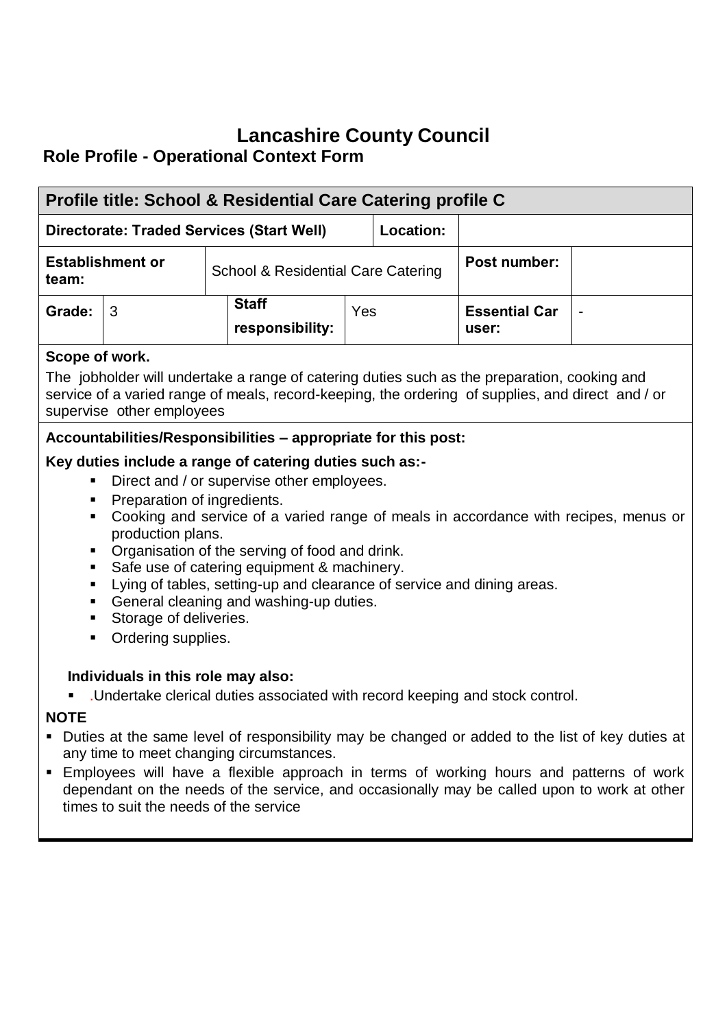# Lancashire County Council

## Role Profile - Operational Context Form

| Profile title: School & Residential Care Catering profile C | | | | | |
|---|---|---|---|---|---|
| **Directorate: Traded Services (Start Well)** | | | **Location:** | | |
| **Establishment or team:** | School & Residential Care Catering | | | **Post number:** | |
| **Grade:** 3 | | **Staff responsibility:** | Yes | **Essential Car user:** | - |

**Scope of work.**

The jobholder will undertake a range of catering duties such as the preparation, cooking and service of a varied range of meals, record-keeping, the ordering of supplies, and direct and / or supervise other employees

**Accountabilities/Responsibilities – appropriate for this post:**

**Key duties include a range of catering duties such as:-**

- Direct and / or supervise other employees.
- Preparation of ingredients.
- Cooking and service of a varied range of meals in accordance with recipes, menus or production plans.
- Organisation of the serving of food and drink.
- Safe use of catering equipment & machinery.
- Lying of tables, setting-up and clearance of service and dining areas.
- General cleaning and washing-up duties.
- Storage of deliveries.
- Ordering supplies.

**Individuals in this role may also:**

- .Undertake clerical duties associated with record keeping and stock control.

**NOTE**

- Duties at the same level of responsibility may be changed or added to the list of key duties at any time to meet changing circumstances.
- Employees will have a flexible approach in terms of working hours and patterns of work dependant on the needs of the service, and occasionally may be called upon to work at other times to suit the needs of the service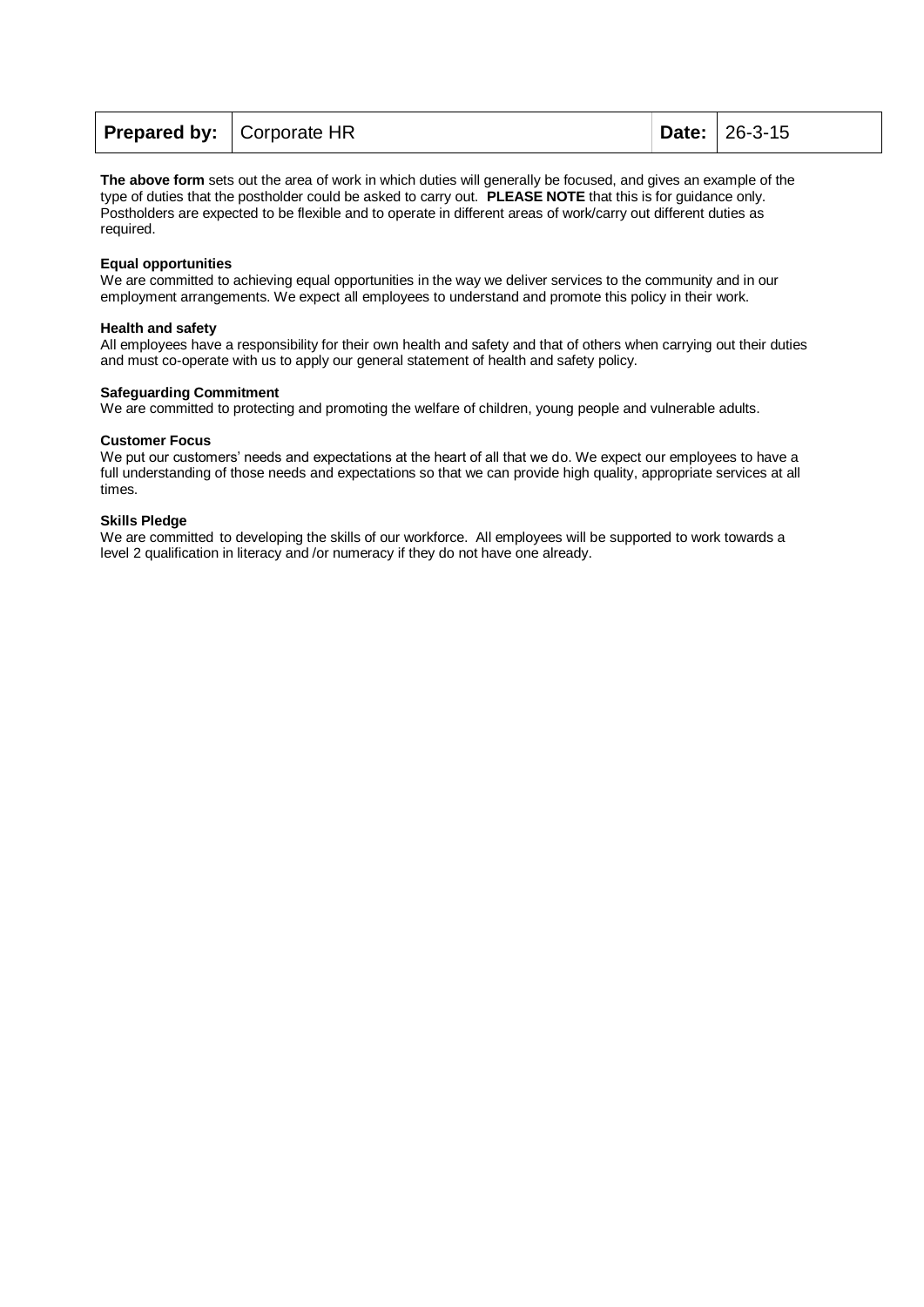| **Prepared by:** | Corporate HR | **Date:** | 26-3-15 |
|---|---|---|---|

**The above form** sets out the area of work in which duties will generally be focused, and gives an example of the type of duties that the postholder could be asked to carry out. **PLEASE NOTE** that this is for guidance only. Postholders are expected to be flexible and to operate in different areas of work/carry out different duties as required.

**Equal opportunities**
We are committed to achieving equal opportunities in the way we deliver services to the community and in our employment arrangements. We expect all employees to understand and promote this policy in their work.

**Health and safety**
All employees have a responsibility for their own health and safety and that of others when carrying out their duties and must co-operate with us to apply our general statement of health and safety policy.

**Safeguarding Commitment**
We are committed to protecting and promoting the welfare of children, young people and vulnerable adults.

**Customer Focus**
We put our customers' needs and expectations at the heart of all that we do. We expect our employees to have a full understanding of those needs and expectations so that we can provide high quality, appropriate services at all times.

**Skills Pledge**
We are committed to developing the skills of our workforce. All employees will be supported to work towards a level 2 qualification in literacy and /or numeracy if they do not have one already.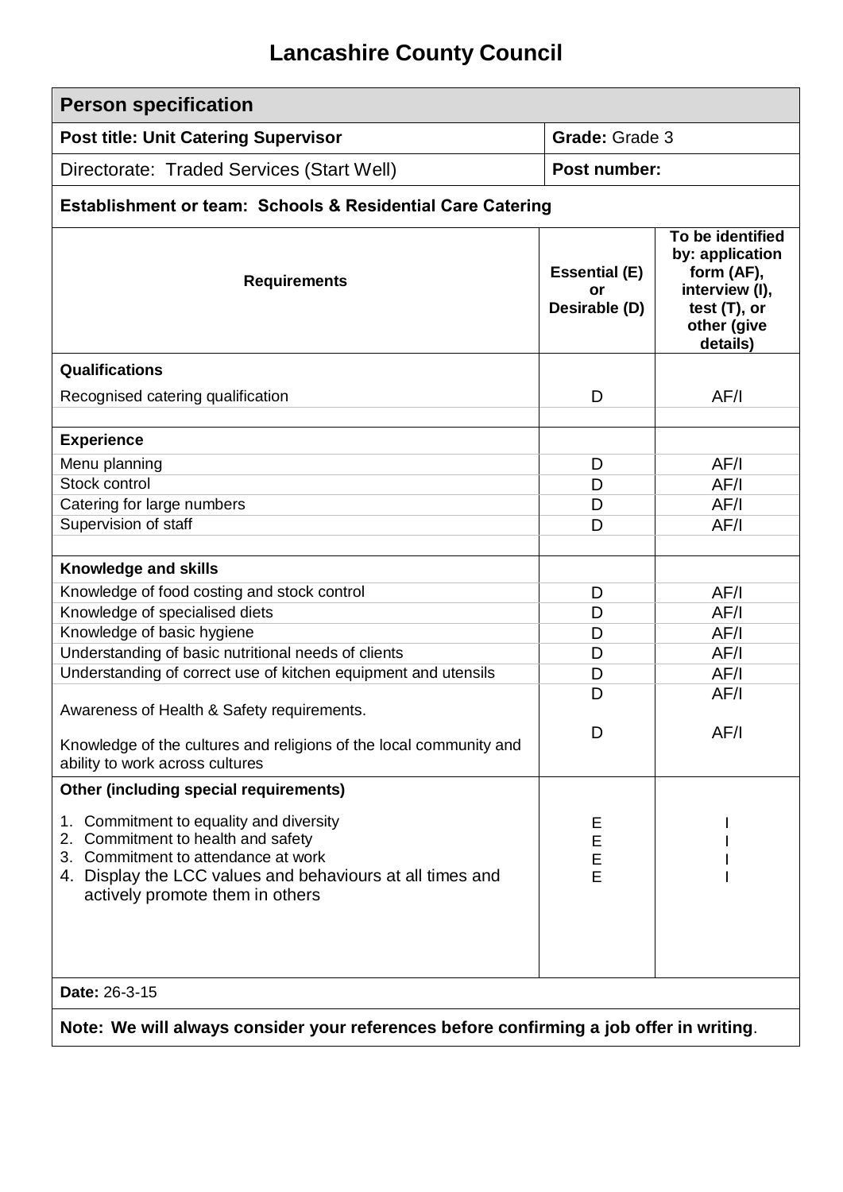# Lancashire County Council

| Person specification | | |
|---|---|---|
| **Post title: Unit Catering Supervisor** | **Grade:** Grade 3 | |
| Directorate: Traded Services (Start Well) | **Post number:** | |
| **Establishment or team: Schools & Residential Care Catering** | | |
| **Requirements** | **Essential (E) or Desirable (D)** | **To be identified by: application form (AF), interview (I), test (T), or other (give details)** |
| **Qualifications** | | |
| Recognised catering qualification | D | AF/I |
| | | |
| **Experience** | | |
| Menu planning | D | AF/I |
| Stock control | D | AF/I |
| Catering for large numbers | D | AF/I |
| Supervision of staff | D | AF/I |
| | | |
| **Knowledge and skills** | | |
| Knowledge of food costing and stock control | D | AF/I |
| Knowledge of specialised diets | D | AF/I |
| Knowledge of basic hygiene | D | AF/I |
| Understanding of basic nutritional needs of clients | D | AF/I |
| Understanding of correct use of kitchen equipment and utensils | D | AF/I |
| Awareness of Health & Safety requirements. | D | AF/I |
| Knowledge of the cultures and religions of the local community and ability to work across cultures | D | AF/I |
| **Other (including special requirements)** | | |
| 1. Commitment to equality and diversity | E | I |
| 2. Commitment to health and safety | E | I |
| 3. Commitment to attendance at work | E | I |
| 4. Display the LCC values and behaviours at all times and actively promote them in others | E | I |
| **Date:** 26-3-15 | | |
| **Note: We will always consider your references before confirming a job offer in writing**. | | |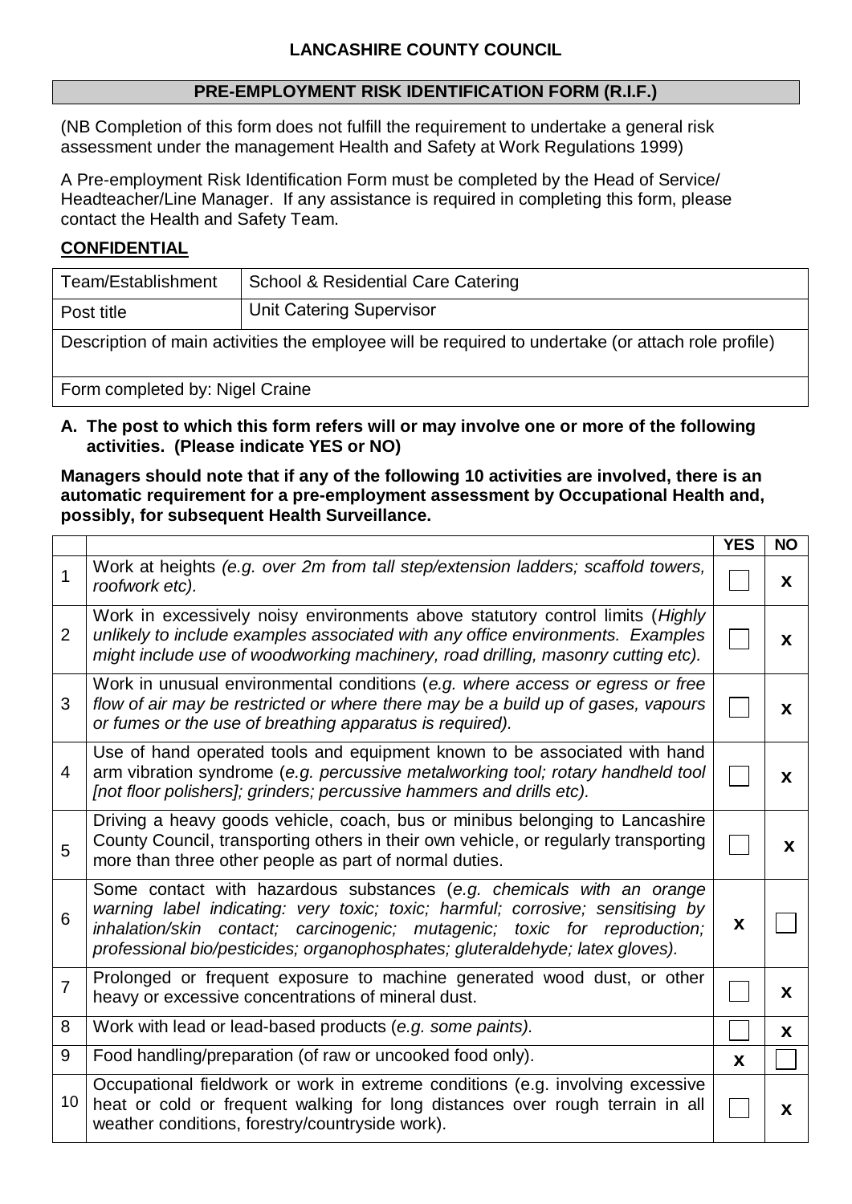**LANCASHIRE COUNTY COUNCIL**

## PRE-EMPLOYMENT RISK IDENTIFICATION FORM (R.I.F.)

(NB Completion of this form does not fulfill the requirement to undertake a general risk assessment under the management Health and Safety at Work Regulations 1999)

A Pre-employment Risk Identification Form must be completed by the Head of Service/ Headteacher/Line Manager. If any assistance is required in completing this form, please contact the Health and Safety Team.

**CONFIDENTIAL**

| Team/Establishment | School & Residential Care Catering |
|---|---|
| Post title | Unit Catering Supervisor |
| Description of main activities the employee will be required to undertake (or attach role profile) | |
| Form completed by: Nigel Craine | |

**A. The post to which this form refers will or may involve one or more of the following activities. (Please indicate YES or NO)**

**Managers should note that if any of the following 10 activities are involved, there is an automatic requirement for a pre-employment assessment by Occupational Health and, possibly, for subsequent Health Surveillance.**

| | | YES | NO |
|---|---|---|---|
| 1 | Work at heights *(e.g. over 2m from tall step/extension ladders; scaffold towers, roofwork etc).* | | X |
| 2 | Work in excessively noisy environments above statutory control limits (*Highly unlikely to include examples associated with any office environments. Examples might include use of woodworking machinery, road drilling, masonry cutting etc).* | | X |
| 3 | Work in unusual environmental conditions (*e.g. where access or egress or free flow of air may be restricted or where there may be a build up of gases, vapours or fumes or the use of breathing apparatus is required).* | | X |
| 4 | Use of hand operated tools and equipment known to be associated with hand arm vibration syndrome (*e.g. percussive metalworking tool; rotary handheld tool [not floor polishers]; grinders; percussive hammers and drills etc).* | | X |
| 5 | Driving a heavy goods vehicle, coach, bus or minibus belonging to Lancashire County Council, transporting others in their own vehicle, or regularly transporting more than three other people as part of normal duties. | | X |
| 6 | Some contact with hazardous substances (*e.g. chemicals with an orange warning label indicating: very toxic; toxic; harmful; corrosive; sensitising by inhalation/skin contact; carcinogenic; mutagenic; toxic for reproduction; professional bio/pesticides; organophosphates; gluteraldehyde; latex gloves).* | X | |
| 7 | Prolonged or frequent exposure to machine generated wood dust, or other heavy or excessive concentrations of mineral dust. | | X |
| 8 | Work with lead or lead-based products (*e.g. some paints).* | | X |
| 9 | Food handling/preparation (of raw or uncooked food only). | X | |
| 10 | Occupational fieldwork or work in extreme conditions (e.g. involving excessive heat or cold or frequent walking for long distances over rough terrain in all weather conditions, forestry/countryside work). | | X |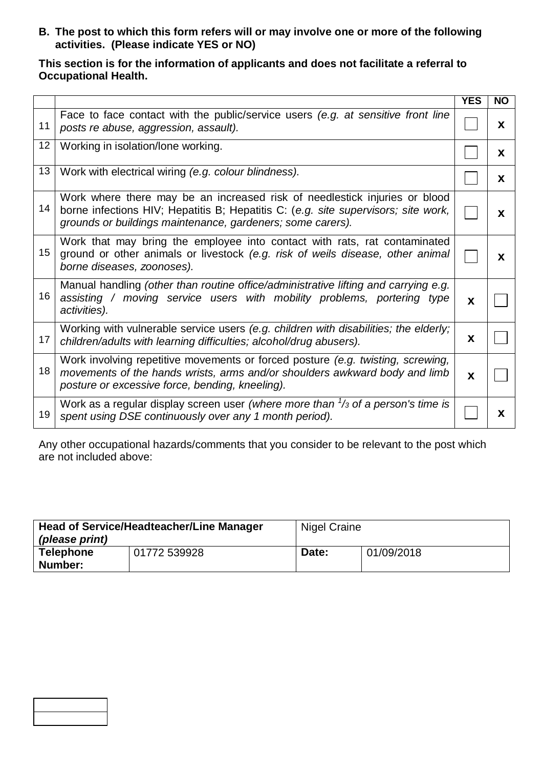**B. The post to which this form refers will or may involve one or more of the following activities. (Please indicate YES or NO)**

**This section is for the information of applicants and does not facilitate a referral to Occupational Health.**

| | | YES | NO |
|---|---|---|---|
| 11 | Face to face contact with the public/service users *(e.g. at sensitive front line posts re abuse, aggression, assault).* | | X |
| 12 | Working in isolation/lone working. | | X |
| 13 | Work with electrical wiring *(e.g. colour blindness).* | | X |
| 14 | Work where there may be an increased risk of needlestick injuries or blood borne infections HIV; Hepatitis B; Hepatitis C: (*e.g. site supervisors; site work, grounds or buildings maintenance, gardeners; some carers).* | | X |
| 15 | Work that may bring the employee into contact with rats, rat contaminated ground or other animals or livestock *(e.g. risk of weils disease, other animal borne diseases, zoonoses).* | | X |
| 16 | Manual handling *(other than routine office/administrative lifting and carrying e.g. assisting / moving service users with mobility problems, portering type activities).* | X | |
| 17 | Working with vulnerable service users *(e.g. children with disabilities; the elderly; children/adults with learning difficulties; alcohol/drug abusers).* | X | |
| 18 | Work involving repetitive movements or forced posture *(e.g. twisting, screwing, movements of the hands wrists, arms and/or shoulders awkward body and limb posture or excessive force, bending, kneeling).* | X | |
| 19 | Work as a regular display screen user *(where more than 1/3 of a person's time is spent using DSE continuously over any 1 month period).* | | X |

Any other occupational hazards/comments that you consider to be relevant to the post which are not included above:

| | | | |
|---|---|---|---|
| **Head of Service/Headteacher/Line Manager *(please print)*** | | Nigel Craine | |
| **Telephone Number:** | 01772 539928 | **Date:** | 01/09/2018 |